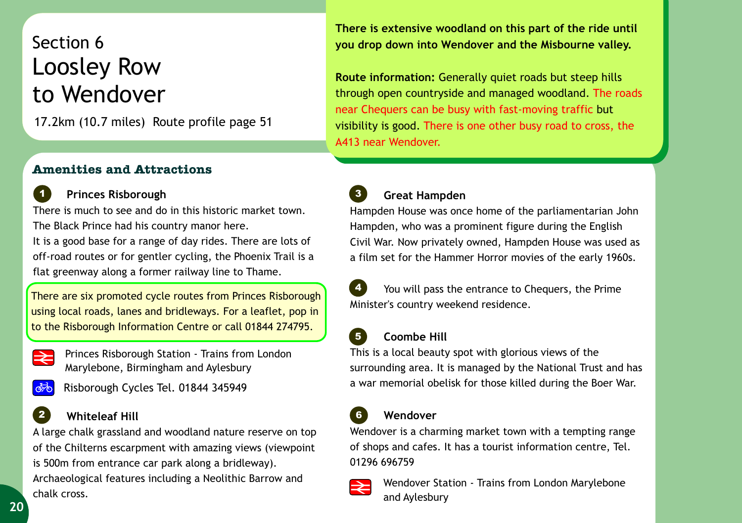Section 6

# Loosley Row to Wendover

17.2km (10.7 miles) Route profile page 51

**There is extensive woodland on this part of the ride until you drop down into Wendover and the Misbourne valley.**

**Route information:** Generally quiet roads but steep hills through open countryside and managed woodland. The roads near Chequers can be busy with fast-moving traffic but visibility is good. There is one other busy road to cross, the A413 near Wendover.

## Amenities and Attractions

### 1 Princes Risborough

There is much to see and do in this historic market town. The Black Prince had his country manor here.
It is a good base for a range of day rides. There are lots of off-road routes or for gentler cycling, the Phoenix Trail is a flat greenway along a former railway line to Thame.

There are six promoted cycle routes from Princes Risborough using local roads, lanes and bridleways. For a leaflet, pop in to the Risborough Information Centre or call 01844 274795.

Princes Risborough Station - Trains from London Marylebone, Birmingham and Aylesbury

Risborough Cycles Tel. 01844 345949

### 2 Whiteleaf Hill

A large chalk grassland and woodland nature reserve on top of the Chilterns escarpment with amazing views (viewpoint is 500m from entrance car park along a bridleway). Archaeological features including a Neolithic Barrow and chalk cross.

### 3 Great Hampden

Hampden House was once home of the parliamentarian John Hampden, who was a prominent figure during the English Civil War. Now privately owned, Hampden House was used as a film set for the Hammer Horror movies of the early 1960s.

### 4

You will pass the entrance to Chequers, the Prime Minister's country weekend residence.

### 5 Coombe Hill

This is a local beauty spot with glorious views of the surrounding area. It is managed by the National Trust and has a war memorial obelisk for those killed during the Boer War.

### 6 Wendover

Wendover is a charming market town with a tempting range of shops and cafes. It has a tourist information centre, Tel. 01296 696759

Wendover Station - Trains from London Marylebone and Aylesbury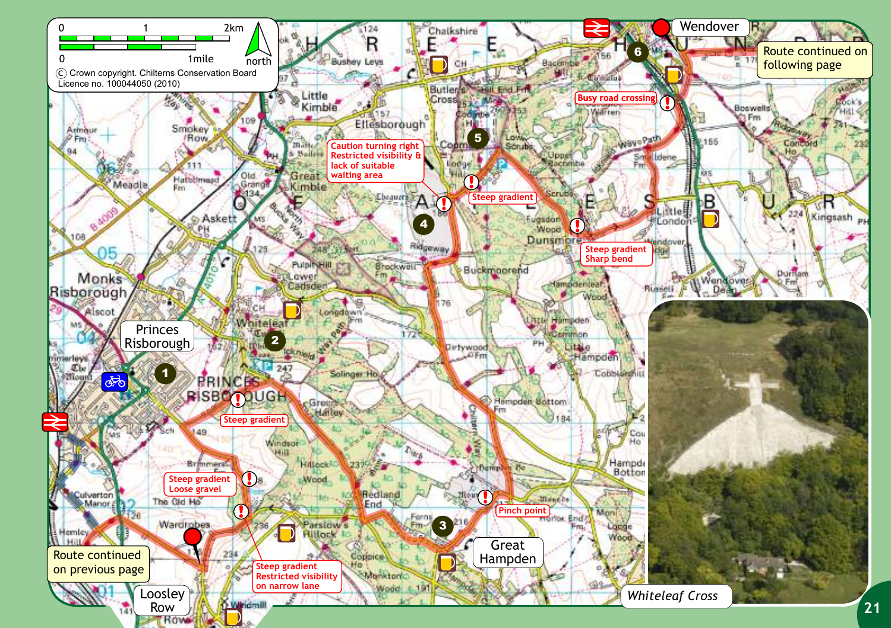0 1 2km

0 1mile

north

© Crown copyright. Chilterns Conservation Board Licence no. 100044050 (2010)

Wendover

Route continued on following page

Busy road crossing

Caution turning right Restricted visibility & lack of suitable waiting area

Steep gradient

Steep gradient Sharp bend

Princes Risborough

Steep gradient

Steep gradient Loose gravel

Pinch point

Great Hampden

Steep gradient Restricted visibility on narrow lane

Route continued on previous page

Loosley Row

*Whiteleaf Cross*